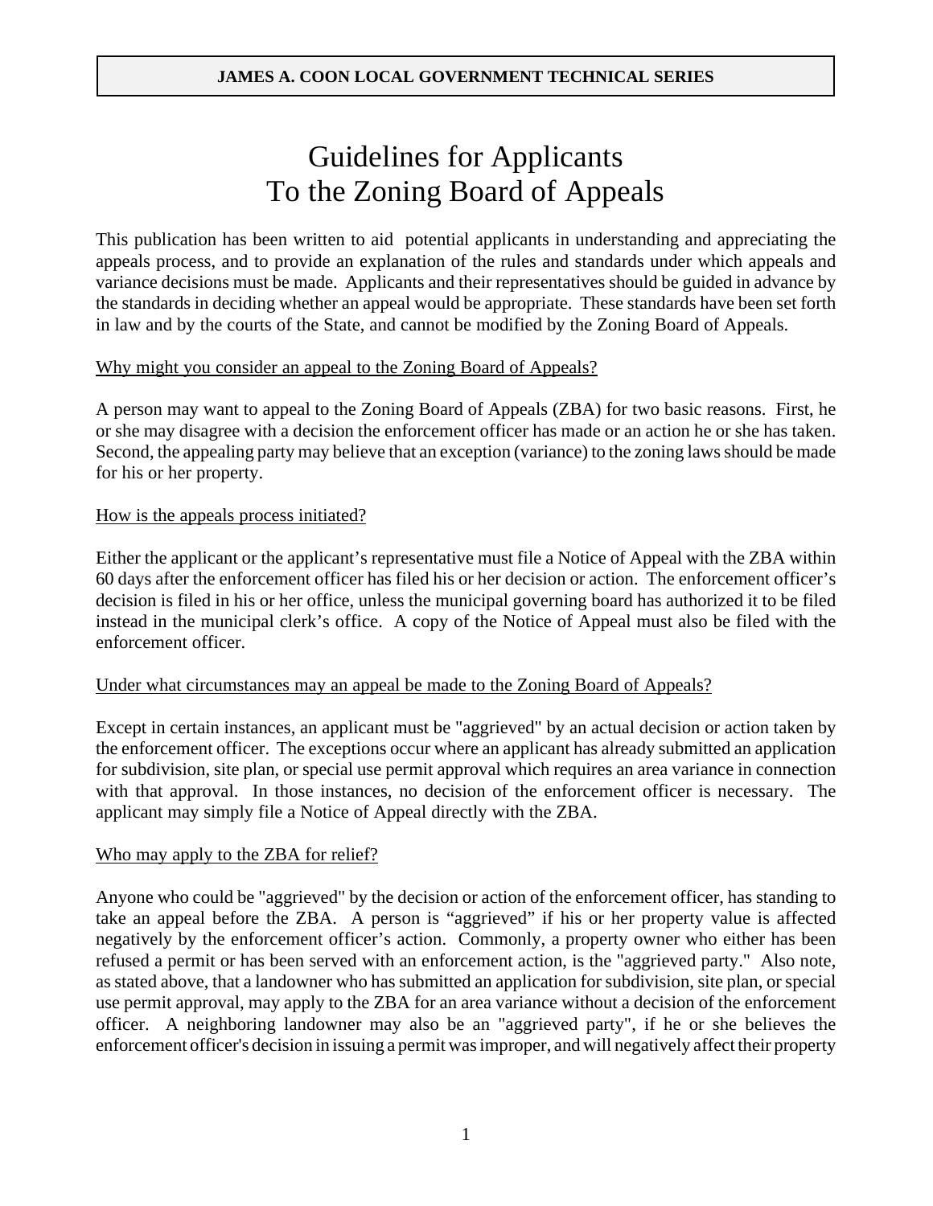**JAMES A. COON LOCAL GOVERNMENT TECHNICAL SERIES**

# Guidelines for Applicants To the Zoning Board of Appeals

This publication has been written to aid potential applicants in understanding and appreciating the appeals process, and to provide an explanation of the rules and standards under which appeals and variance decisions must be made. Applicants and their representatives should be guided in advance by the standards in deciding whether an appeal would be appropriate. These standards have been set forth in law and by the courts of the State, and cannot be modified by the Zoning Board of Appeals.

## Why might you consider an appeal to the Zoning Board of Appeals?

A person may want to appeal to the Zoning Board of Appeals (ZBA) for two basic reasons. First, he or she may disagree with a decision the enforcement officer has made or an action he or she has taken. Second, the appealing party may believe that an exception (variance) to the zoning laws should be made for his or her property.

## How is the appeals process initiated?

Either the applicant or the applicant's representative must file a Notice of Appeal with the ZBA within 60 days after the enforcement officer has filed his or her decision or action. The enforcement officer's decision is filed in his or her office, unless the municipal governing board has authorized it to be filed instead in the municipal clerk's office. A copy of the Notice of Appeal must also be filed with the enforcement officer.

## Under what circumstances may an appeal be made to the Zoning Board of Appeals?

Except in certain instances, an applicant must be "aggrieved" by an actual decision or action taken by the enforcement officer. The exceptions occur where an applicant has already submitted an application for subdivision, site plan, or special use permit approval which requires an area variance in connection with that approval. In those instances, no decision of the enforcement officer is necessary. The applicant may simply file a Notice of Appeal directly with the ZBA.

## Who may apply to the ZBA for relief?

Anyone who could be "aggrieved" by the decision or action of the enforcement officer, has standing to take an appeal before the ZBA. A person is "aggrieved" if his or her property value is affected negatively by the enforcement officer's action. Commonly, a property owner who either has been refused a permit or has been served with an enforcement action, is the "aggrieved party." Also note, as stated above, that a landowner who has submitted an application for subdivision, site plan, or special use permit approval, may apply to the ZBA for an area variance without a decision of the enforcement officer. A neighboring landowner may also be an "aggrieved party", if he or she believes the enforcement officer's decision in issuing a permit was improper, and will negatively affect their property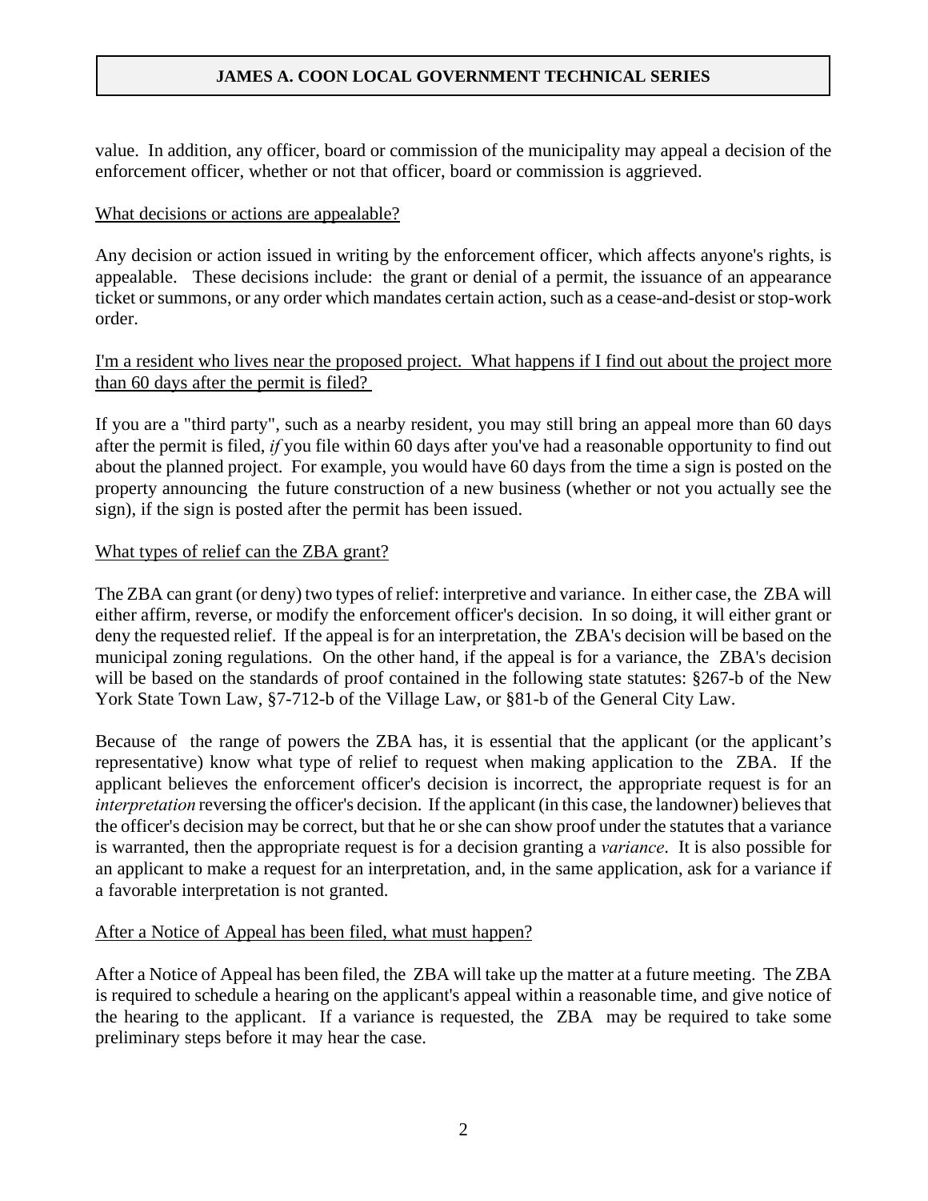value. In addition, any officer, board or commission of the municipality may appeal a decision of the enforcement officer, whether or not that officer, board or commission is aggrieved.

### What decisions or actions are appealable?

Any decision or action issued in writing by the enforcement officer, which affects anyone's rights, is appealable. These decisions include: the grant or denial of a permit, the issuance of an appearance ticket or summons, or any order which mandates certain action, such as a cease-and-desist or stop-work order.

### I'm a resident who lives near the proposed project. What happens if I find out about the project more than 60 days after the permit is filed?

If you are a "third party", such as a nearby resident, you may still bring an appeal more than 60 days after the permit is filed, *if* you file within 60 days after you've had a reasonable opportunity to find out about the planned project. For example, you would have 60 days from the time a sign is posted on the property announcing the future construction of a new business (whether or not you actually see the sign), if the sign is posted after the permit has been issued.

### What types of relief can the ZBA grant?

The ZBA can grant (or deny) two types of relief: interpretive and variance. In either case, the ZBA will either affirm, reverse, or modify the enforcement officer's decision. In so doing, it will either grant or deny the requested relief. If the appeal is for an interpretation, the ZBA's decision will be based on the municipal zoning regulations. On the other hand, if the appeal is for a variance, the ZBA's decision will be based on the standards of proof contained in the following state statutes: §267-b of the New York State Town Law, §7-712-b of the Village Law, or §81-b of the General City Law.

Because of the range of powers the ZBA has, it is essential that the applicant (or the applicant's representative) know what type of relief to request when making application to the ZBA. If the applicant believes the enforcement officer's decision is incorrect, the appropriate request is for an *interpretation* reversing the officer's decision. If the applicant (in this case, the landowner) believes that the officer's decision may be correct, but that he or she can show proof under the statutes that a variance is warranted, then the appropriate request is for a decision granting a *variance*. It is also possible for an applicant to make a request for an interpretation, and, in the same application, ask for a variance if a favorable interpretation is not granted.

### After a Notice of Appeal has been filed, what must happen?

After a Notice of Appeal has been filed, the ZBA will take up the matter at a future meeting. The ZBA is required to schedule a hearing on the applicant's appeal within a reasonable time, and give notice of the hearing to the applicant. If a variance is requested, the ZBA may be required to take some preliminary steps before it may hear the case.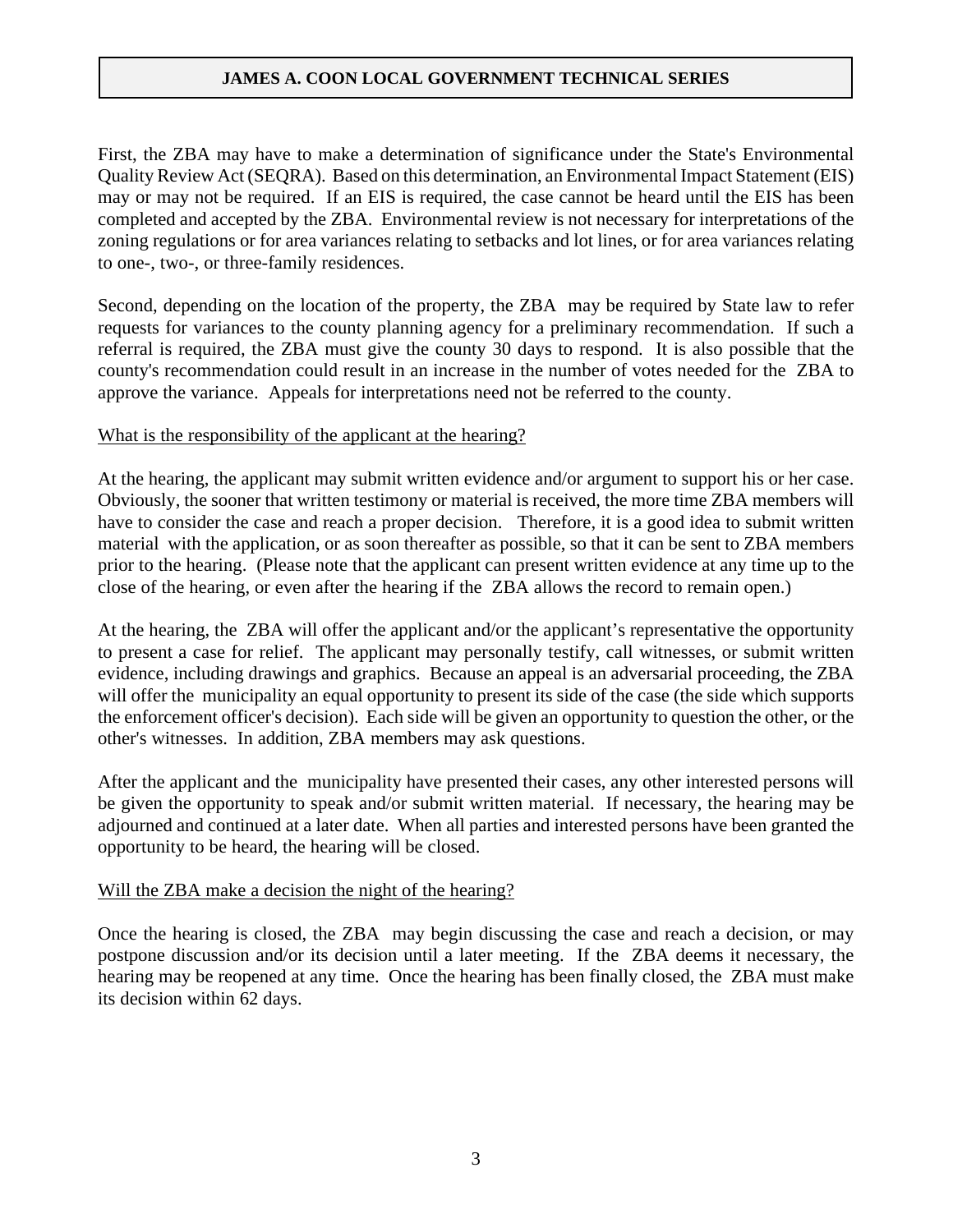First, the ZBA may have to make a determination of significance under the State's Environmental Quality Review Act (SEQRA). Based on this determination, an Environmental Impact Statement (EIS) may or may not be required. If an EIS is required, the case cannot be heard until the EIS has been completed and accepted by the ZBA. Environmental review is not necessary for interpretations of the zoning regulations or for area variances relating to setbacks and lot lines, or for area variances relating to one-, two-, or three-family residences.

Second, depending on the location of the property, the ZBA may be required by State law to refer requests for variances to the county planning agency for a preliminary recommendation. If such a referral is required, the ZBA must give the county 30 days to respond. It is also possible that the county's recommendation could result in an increase in the number of votes needed for the ZBA to approve the variance. Appeals for interpretations need not be referred to the county.

<u>What is the responsibility of the applicant at the hearing?</u>

At the hearing, the applicant may submit written evidence and/or argument to support his or her case. Obviously, the sooner that written testimony or material is received, the more time ZBA members will have to consider the case and reach a proper decision. Therefore, it is a good idea to submit written material with the application, or as soon thereafter as possible, so that it can be sent to ZBA members prior to the hearing. (Please note that the applicant can present written evidence at any time up to the close of the hearing, or even after the hearing if the ZBA allows the record to remain open.)

At the hearing, the ZBA will offer the applicant and/or the applicant's representative the opportunity to present a case for relief. The applicant may personally testify, call witnesses, or submit written evidence, including drawings and graphics. Because an appeal is an adversarial proceeding, the ZBA will offer the municipality an equal opportunity to present its side of the case (the side which supports the enforcement officer's decision). Each side will be given an opportunity to question the other, or the other's witnesses. In addition, ZBA members may ask questions.

After the applicant and the municipality have presented their cases, any other interested persons will be given the opportunity to speak and/or submit written material. If necessary, the hearing may be adjourned and continued at a later date. When all parties and interested persons have been granted the opportunity to be heard, the hearing will be closed.

<u>Will the ZBA make a decision the night of the hearing?</u>

Once the hearing is closed, the ZBA may begin discussing the case and reach a decision, or may postpone discussion and/or its decision until a later meeting. If the ZBA deems it necessary, the hearing may be reopened at any time. Once the hearing has been finally closed, the ZBA must make its decision within 62 days.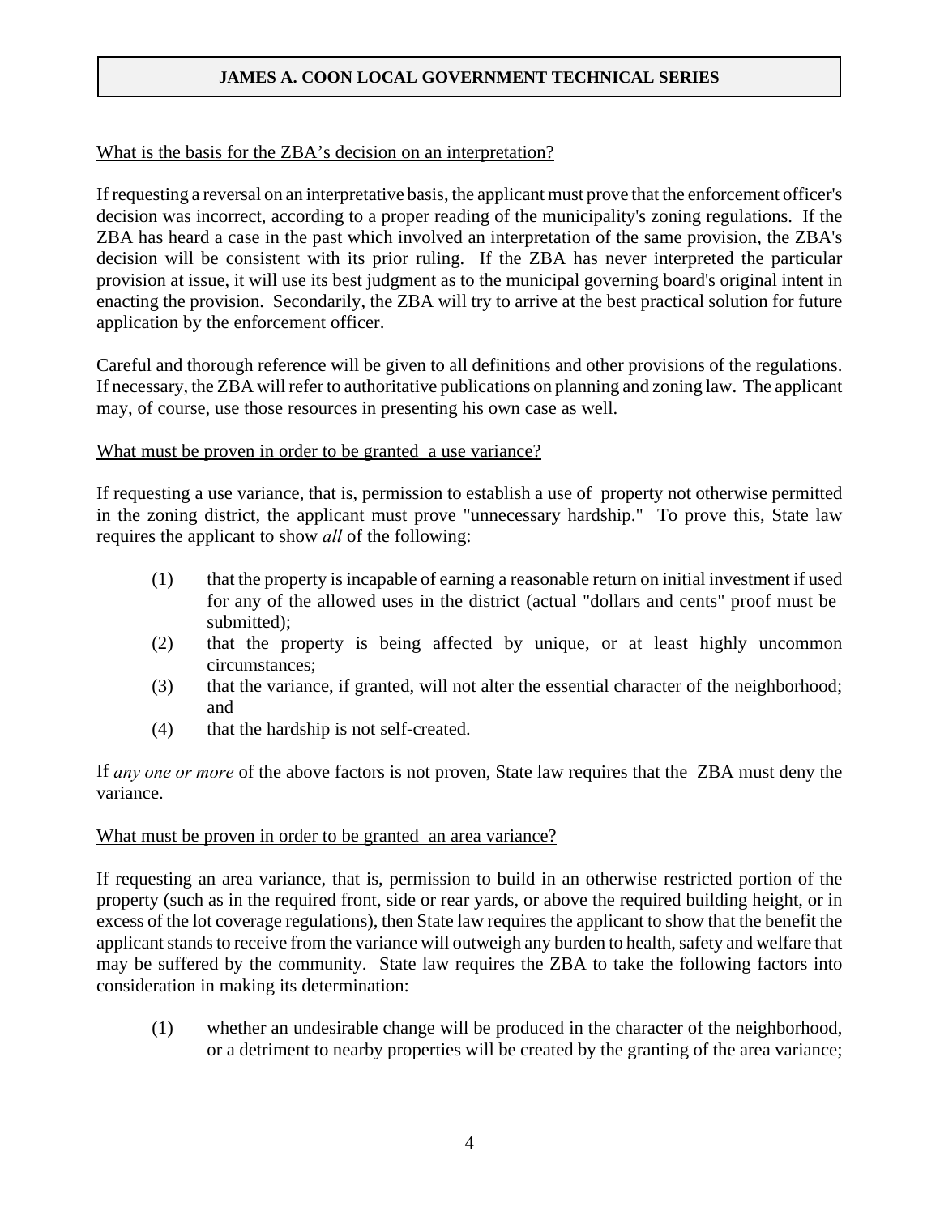What is the basis for the ZBA's decision on an interpretation?

If requesting a reversal on an interpretative basis, the applicant must prove that the enforcement officer's decision was incorrect, according to a proper reading of the municipality's zoning regulations. If the ZBA has heard a case in the past which involved an interpretation of the same provision, the ZBA's decision will be consistent with its prior ruling. If the ZBA has never interpreted the particular provision at issue, it will use its best judgment as to the municipal governing board's original intent in enacting the provision. Secondarily, the ZBA will try to arrive at the best practical solution for future application by the enforcement officer.

Careful and thorough reference will be given to all definitions and other provisions of the regulations. If necessary, the ZBA will refer to authoritative publications on planning and zoning law. The applicant may, of course, use those resources in presenting his own case as well.

What must be proven in order to be granted a use variance?

If requesting a use variance, that is, permission to establish a use of property not otherwise permitted in the zoning district, the applicant must prove "unnecessary hardship." To prove this, State law requires the applicant to show *all* of the following:

(1) that the property is incapable of earning a reasonable return on initial investment if used for any of the allowed uses in the district (actual "dollars and cents" proof must be submitted);
(2) that the property is being affected by unique, or at least highly uncommon circumstances;
(3) that the variance, if granted, will not alter the essential character of the neighborhood; and
(4) that the hardship is not self-created.

If *any one or more* of the above factors is not proven, State law requires that the ZBA must deny the variance.

What must be proven in order to be granted an area variance?

If requesting an area variance, that is, permission to build in an otherwise restricted portion of the property (such as in the required front, side or rear yards, or above the required building height, or in excess of the lot coverage regulations), then State law requires the applicant to show that the benefit the applicant stands to receive from the variance will outweigh any burden to health, safety and welfare that may be suffered by the community. State law requires the ZBA to take the following factors into consideration in making its determination:

(1) whether an undesirable change will be produced in the character of the neighborhood, or a detriment to nearby properties will be created by the granting of the area variance;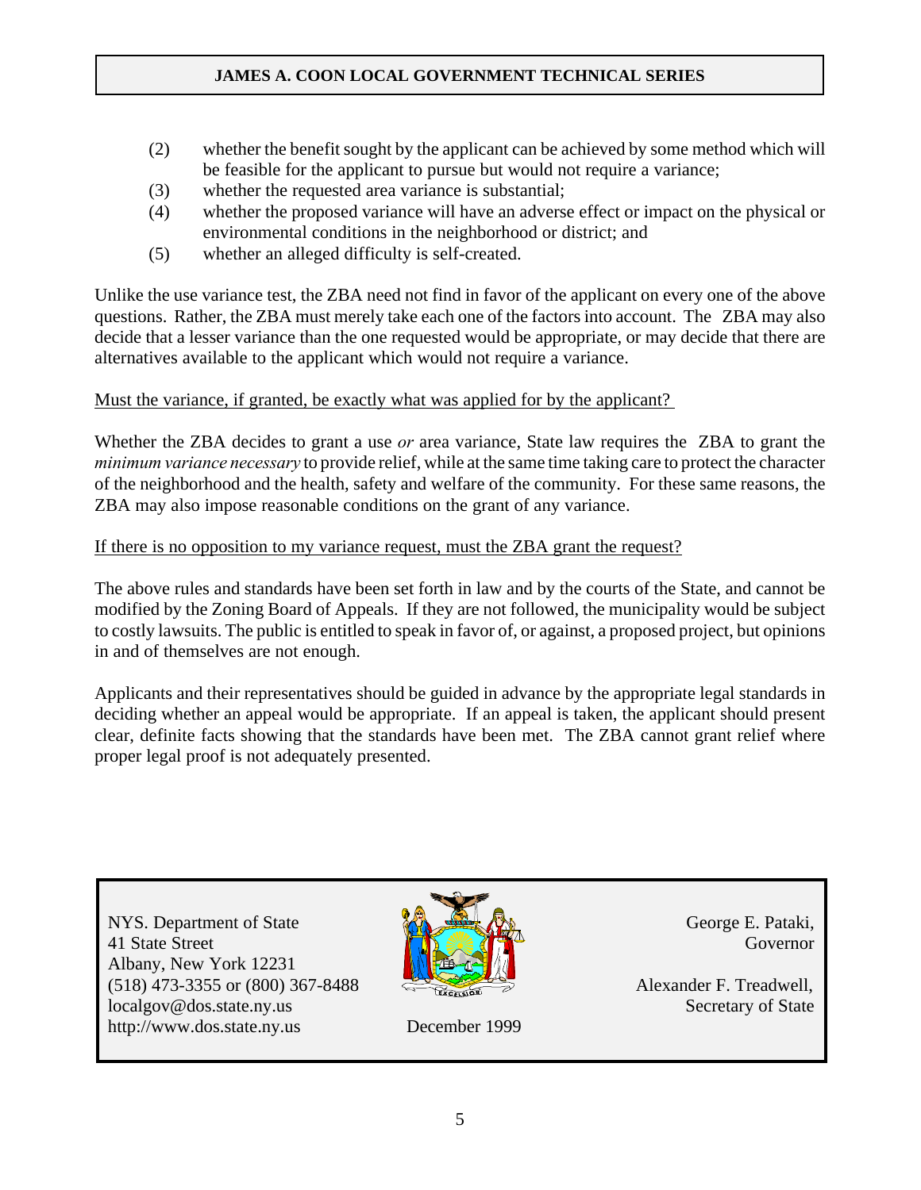(2) whether the benefit sought by the applicant can be achieved by some method which will be feasible for the applicant to pursue but would not require a variance;
(3) whether the requested area variance is substantial;
(4) whether the proposed variance will have an adverse effect or impact on the physical or environmental conditions in the neighborhood or district; and
(5) whether an alleged difficulty is self-created.

Unlike the use variance test, the ZBA need not find in favor of the applicant on every one of the above questions. Rather, the ZBA must merely take each one of the factors into account. The ZBA may also decide that a lesser variance than the one requested would be appropriate, or may decide that there are alternatives available to the applicant which would not require a variance.

Must the variance, if granted, be exactly what was applied for by the applicant?

Whether the ZBA decides to grant a use *or* area variance, State law requires the ZBA to grant the *minimum variance necessary* to provide relief, while at the same time taking care to protect the character of the neighborhood and the health, safety and welfare of the community. For these same reasons, the ZBA may also impose reasonable conditions on the grant of any variance.

If there is no opposition to my variance request, must the ZBA grant the request?

The above rules and standards have been set forth in law and by the courts of the State, and cannot be modified by the Zoning Board of Appeals. If they are not followed, the municipality would be subject to costly lawsuits. The public is entitled to speak in favor of, or against, a proposed project, but opinions in and of themselves are not enough.

Applicants and their representatives should be guided in advance by the appropriate legal standards in deciding whether an appeal would be appropriate. If an appeal is taken, the applicant should present clear, definite facts showing that the standards have been met. The ZBA cannot grant relief where proper legal proof is not adequately presented.

NYS. Department of State
41 State Street
Albany, New York 12231
(518) 473-3355 or (800) 367-8488
localgov@dos.state.ny.us
http://www.dos.state.ny.us

December 1999

George E. Pataki,
Governor

Alexander F. Treadwell,
Secretary of State